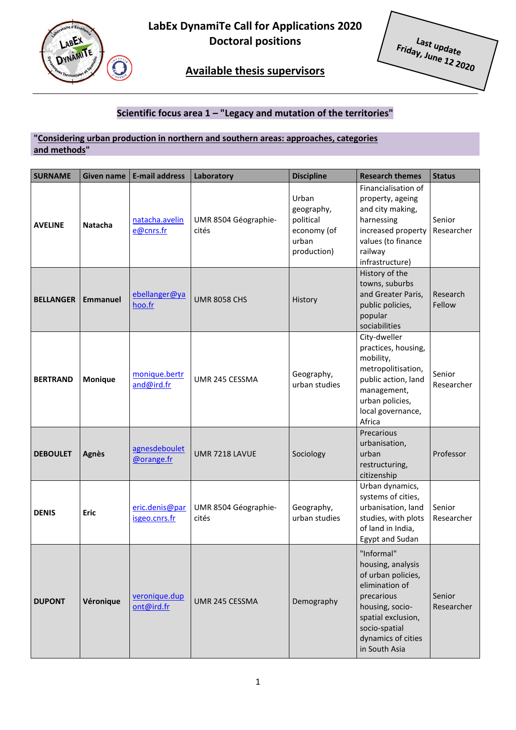# LabEx DynamiTe Call for Applications 2020
# Doctoral positions

## Available thesis supervisors

Last update Friday, June 12 2020

## Scientific focus area 1 – "Legacy and mutation of the territories"

### "Considering urban production in northern and southern areas: approaches, categories and methods"

| SURNAME | Given name | E-mail address | Laboratory | Discipline | Research themes | Status |
|---|---|---|---|---|---|---|
| **AVELINE** | **Natacha** | natacha.aveline@cnrs.fr | UMR 8504 Géographie-cités | Urban geography, political economy (of urban production) | Financialisation of property, ageing and city making, harnessing increased property values (to finance railway infrastructure) | Senior Researcher |
| **BELLANGER** | **Emmanuel** | ebellanger@yahoo.fr | UMR 8058 CHS | History | History of the towns, suburbs and Greater Paris, public policies, popular sociabilities | Research Fellow |
| **BERTRAND** | **Monique** | monique.bertrand@ird.fr | UMR 245 CESSMA | Geography, urban studies | City-dweller practices, housing, mobility, metropolitisation, public action, land management, urban policies, local governance, Africa | Senior Researcher |
| **DEBOULET** | **Agnès** | agnesdeboulet@orange.fr | UMR 7218 LAVUE | Sociology | Precarious urbanisation, urban restructuring, citizenship | Professor |
| **DENIS** | **Eric** | eric.denis@parisgeo.cnrs.fr | UMR 8504 Géographie-cités | Geography, urban studies | Urban dynamics, systems of cities, urbanisation, land studies, with plots of land in India, Egypt and Sudan | Senior Researcher |
| **DUPONT** | **Véronique** | veronique.dupont@ird.fr | UMR 245 CESSMA | Demography | "Informal" housing, analysis of urban policies, elimination of precarious housing, socio-spatial exclusion, socio-spatial dynamics of cities in South Asia | Senior Researcher |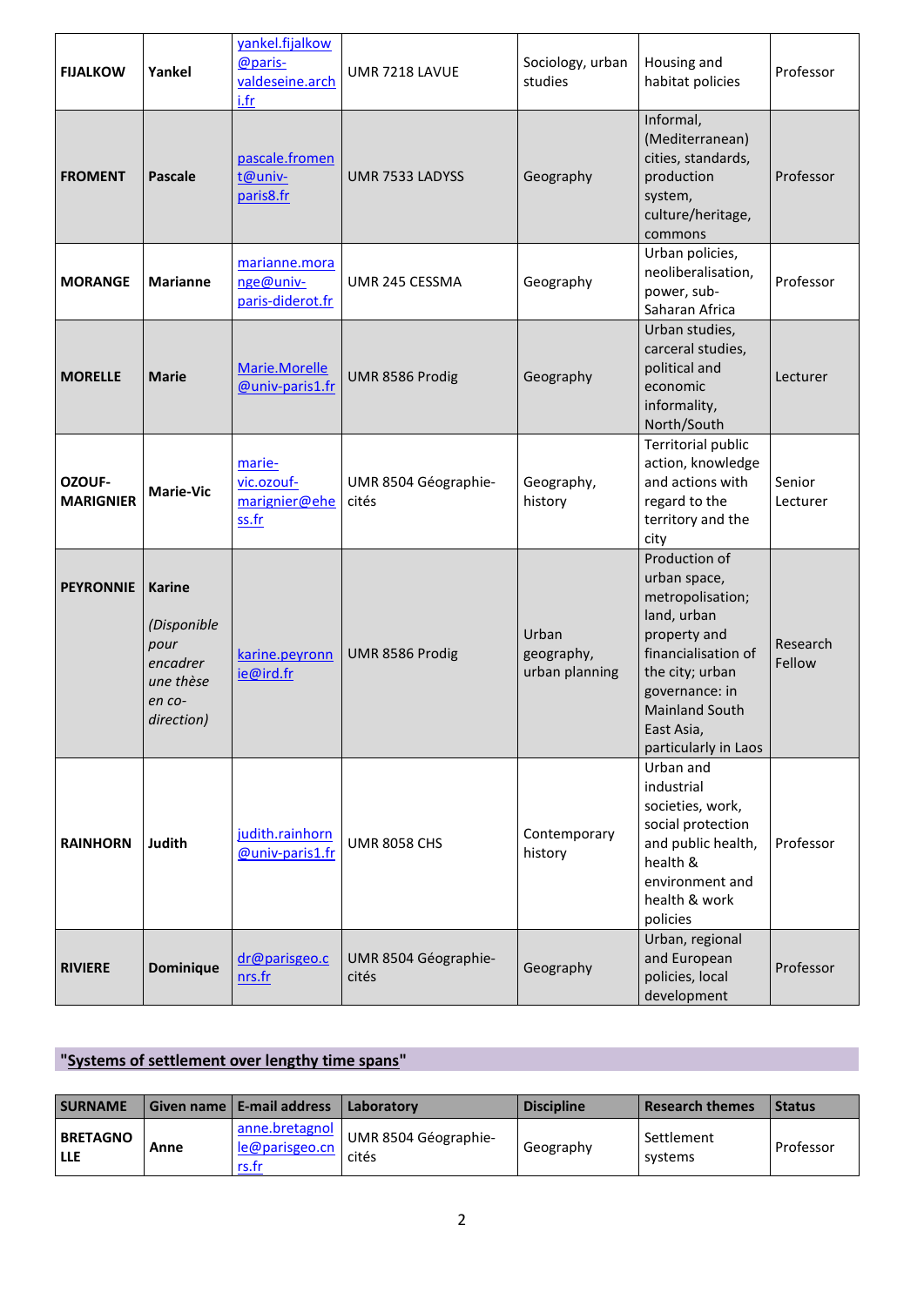| | | | | | | |
|---|---|---|---|---|---|---|
| **FIJALKOW** | **Yankel** | yankel.fijalkow@paris-valdeseine.archi.fr | UMR 7218 LAVUE | Sociology, urban studies | Housing and habitat policies | Professor |
| **FROMENT** | **Pascale** | pascale.froment@univ-paris8.fr | UMR 7533 LADYSS | Geography | Informal, (Mediterranean) cities, standards, production system, culture/heritage, commons | Professor |
| **MORANGE** | **Marianne** | marianne.morange@univ-paris-diderot.fr | UMR 245 CESSMA | Geography | Urban policies, neoliberalisation, power, sub-Saharan Africa | Professor |
| **MORELLE** | **Marie** | Marie.Morelle@univ-paris1.fr | UMR 8586 Prodig | Geography | Urban studies, carceral studies, political and economic informality, North/South | Lecturer |
| **OZOUF-MARIGNIER** | **Marie-Vic** | marie-vic.ozouf-marignier@ehess.fr | UMR 8504 Géographie-cités | Geography, history | Territorial public action, knowledge and actions with regard to the territory and the city | Senior Lecturer |
| **PEYRONNIE** | **Karine** *(Disponible pour encadrer une thèse en co-direction)* | karine.peyronnie@ird.fr | UMR 8586 Prodig | Urban geography, urban planning | Production of urban space, metropolisation; land, urban property and financialisation of the city; urban governance: in Mainland South East Asia, particularly in Laos | Research Fellow |
| **RAINHORN** | **Judith** | judith.rainhorn@univ-paris1.fr | UMR 8058 CHS | Contemporary history | Urban and industrial societies, work, social protection and public health, health & environment and health & work policies | Professor |
| **RIVIERE** | **Dominique** | dr@parisgeo.cnrs.fr | UMR 8504 Géographie-cités | Geography | Urban, regional and European policies, local development | Professor |

## "Systems of settlement over lengthy time spans"

| SURNAME | Given name | E-mail address | Laboratory | Discipline | Research themes | Status |
|---|---|---|---|---|---|---|
| **BRETAGNOLLE** | **Anne** | anne.bretagnolle@parisgeo.cnrs.fr | UMR 8504 Géographie-cités | Geography | Settlement systems | Professor |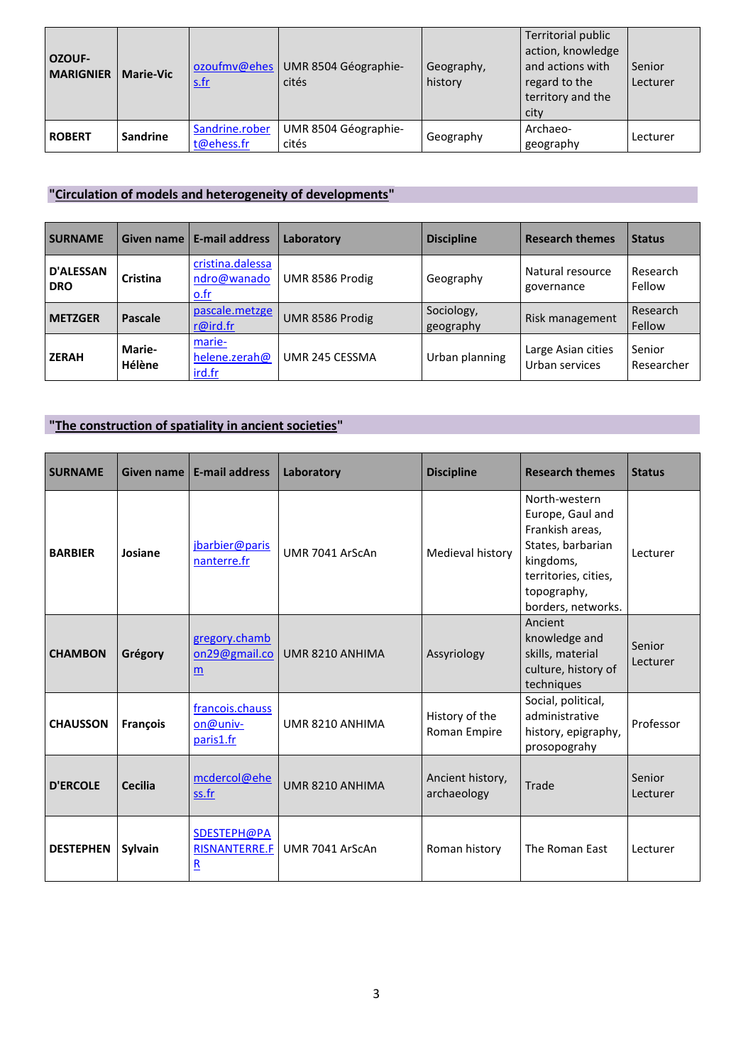| | | | | | | |
|---|---|---|---|---|---|---|
| **OZOUF-MARIGNIER** | **Marie-Vic** | ozoufmv@ehess.fr | UMR 8504 Géographie-cités | Geography, history | Territorial public action, knowledge and actions with regard to the territory and the city | Senior Lecturer |
| **ROBERT** | **Sandrine** | Sandrine.robert@ehess.fr | UMR 8504 Géographie-cités | Geography | Archaeo-geography | Lecturer |

## "Circulation of models and heterogeneity of developments"

| SURNAME | Given name | E-mail address | Laboratory | Discipline | Research themes | Status |
|---|---|---|---|---|---|---|
| **D'ALESSANDRO** | **Cristina** | cristina.dalessandro@wanadoo.fr | UMR 8586 Prodig | Geography | Natural resource governance | Research Fellow |
| **METZGER** | **Pascale** | pascale.metzger@ird.fr | UMR 8586 Prodig | Sociology, geography | Risk management | Research Fellow |
| **ZERAH** | **Marie-Hélène** | marie-helene.zerah@ird.fr | UMR 245 CESSMA | Urban planning | Large Asian cities Urban services | Senior Researcher |

## "The construction of spatiality in ancient societies"

| SURNAME | Given name | E-mail address | Laboratory | Discipline | Research themes | Status |
|---|---|---|---|---|---|---|
| **BARBIER** | **Josiane** | jbarbier@parisnanterre.fr | UMR 7041 ArScAn | Medieval history | North-western Europe, Gaul and Frankish areas, States, barbarian kingdoms, territories, cities, topography, borders, networks. | Lecturer |
| **CHAMBON** | **Grégory** | gregory.chambon29@gmail.com | UMR 8210 ANHIMA | Assyriology | Ancient knowledge and skills, material culture, history of techniques | Senior Lecturer |
| **CHAUSSON** | **François** | francois.chausson@univ-paris1.fr | UMR 8210 ANHIMA | History of the Roman Empire | Social, political, administrative history, epigraphy, prosopograhy | Professor |
| **D'ERCOLE** | **Cecilia** | mcdercol@ehess.fr | UMR 8210 ANHIMA | Ancient history, archaeology | Trade | Senior Lecturer |
| **DESTEPHEN** | **Sylvain** | SDESTEPH@PARISNANTERRE.FR | UMR 7041 ArScAn | Roman history | The Roman East | Lecturer |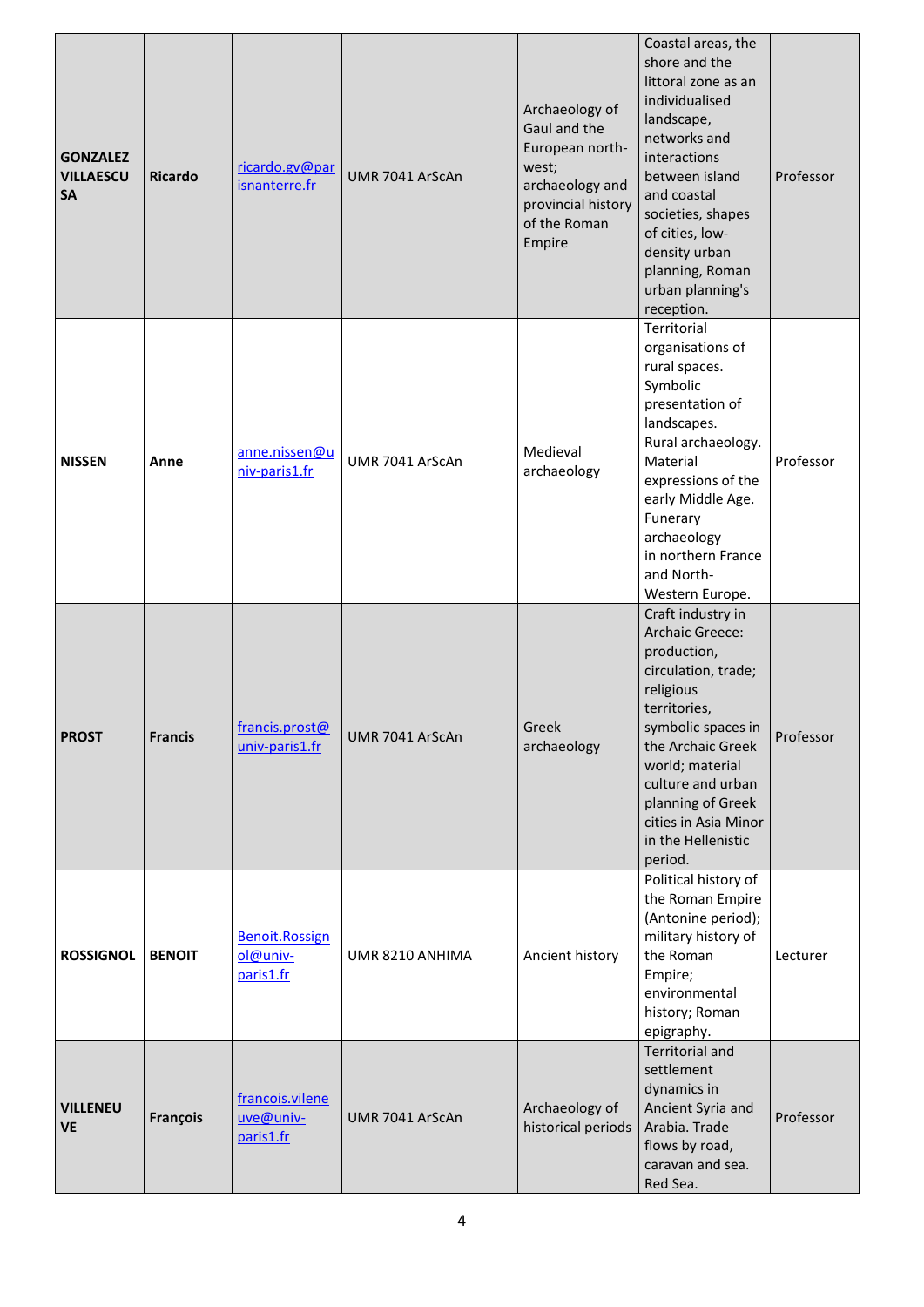| **GONZALEZ VILLAESCUSA** | **Ricardo** | ricardo.gv@parisnanterre.fr | UMR 7041 ArScAn | Archaeology of Gaul and the European north-west; archaeology and provincial history of the Roman Empire | Coastal areas, the shore and the littoral zone as an individualised landscape, networks and interactions between island and coastal societies, shapes of cities, low-density urban planning, Roman urban planning's reception. | Professor |
|---|---|---|---|---|---|---|
| **NISSEN** | **Anne** | anne.nissen@univ-paris1.fr | UMR 7041 ArScAn | Medieval archaeology | Territorial organisations of rural spaces. Symbolic presentation of landscapes. Rural archaeology. Material expressions of the early Middle Age. Funerary archaeology in northern France and North-Western Europe. | Professor |
| **PROST** | **Francis** | francis.prost@univ-paris1.fr | UMR 7041 ArScAn | Greek archaeology | Craft industry in Archaic Greece: production, circulation, trade; religious territories, symbolic spaces in the Archaic Greek world; material culture and urban planning of Greek cities in Asia Minor in the Hellenistic period. | Professor |
| **ROSSIGNOL** | **BENOIT** | Benoit.Rossignol@univ-paris1.fr | UMR 8210 ANHIMA | Ancient history | Political history of the Roman Empire (Antonine period); military history of the Roman Empire; environmental history; Roman epigraphy. | Lecturer |
| **VILLENEUVE** | **François** | francois.vileneuve@univ-paris1.fr | UMR 7041 ArScAn | Archaeology of historical periods | Territorial and settlement dynamics in Ancient Syria and Arabia. Trade flows by road, caravan and sea. Red Sea. | Professor |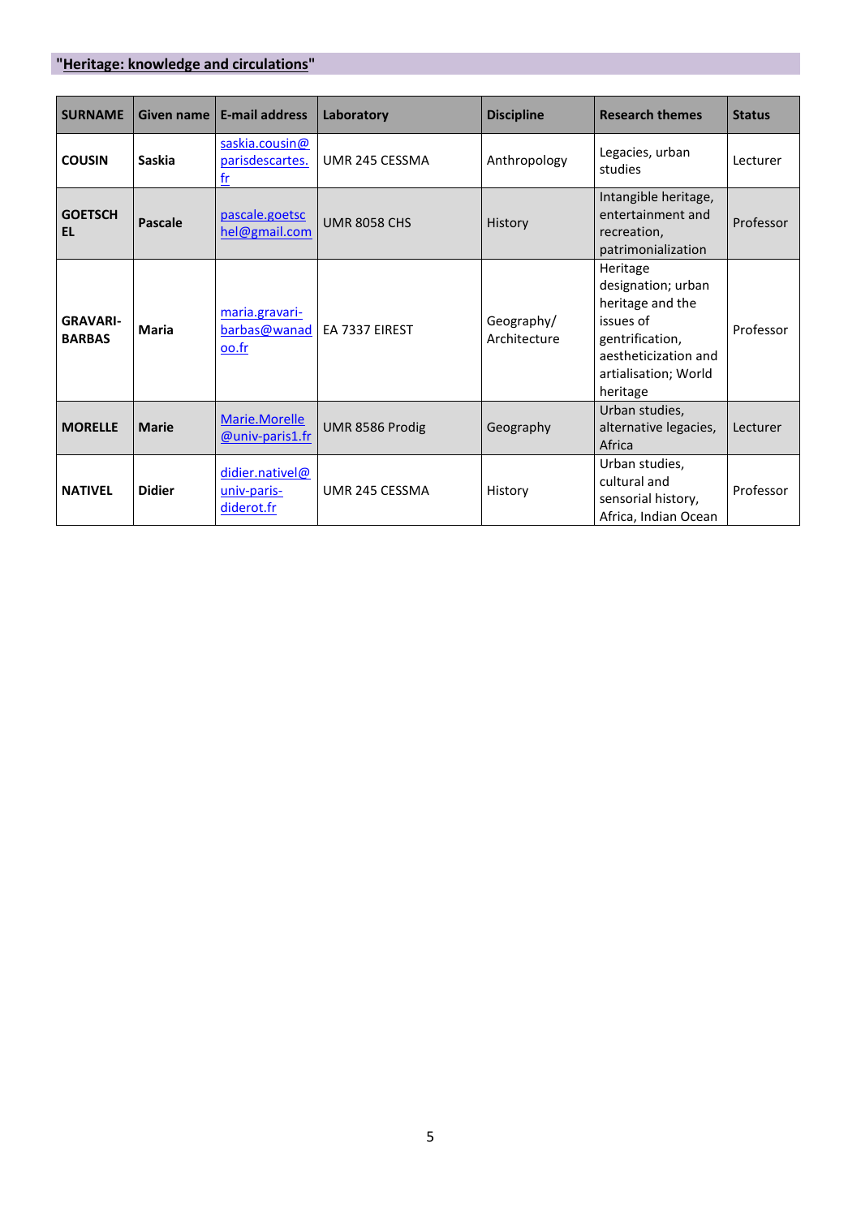## "Heritage: knowledge and circulations"

| SURNAME | Given name | E-mail address | Laboratory | Discipline | Research themes | Status |
|---|---|---|---|---|---|---|
| **COUSIN** | **Saskia** | saskia.cousin@parisdescartes.fr | UMR 245 CESSMA | Anthropology | Legacies, urban studies | Lecturer |
| **GOETSCHEL** | **Pascale** | pascale.goetschel@gmail.com | UMR 8058 CHS | History | Intangible heritage, entertainment and recreation, patrimonialization | Professor |
| **GRAVARI-BARBAS** | **Maria** | maria.gravari-barbas@wanadoo.fr | EA 7337 EIREST | Geography/ Architecture | Heritage designation; urban heritage and the issues of gentrification, aestheticization and artialisation; World heritage | Professor |
| **MORELLE** | **Marie** | Marie.Morelle@univ-paris1.fr | UMR 8586 Prodig | Geography | Urban studies, alternative legacies, Africa | Lecturer |
| **NATIVEL** | **Didier** | didier.nativel@univ-paris-diderot.fr | UMR 245 CESSMA | History | Urban studies, cultural and sensorial history, Africa, Indian Ocean | Professor |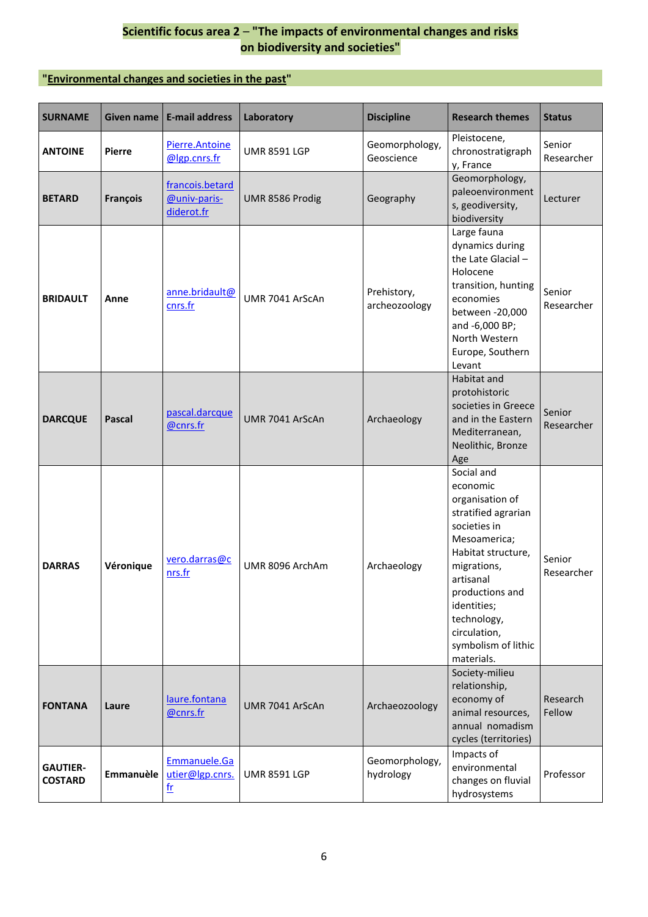## Scientific focus area 2 – "The impacts of environmental changes and risks on biodiversity and societies"

### "Environmental changes and societies in the past"

| SURNAME | Given name | E-mail address | Laboratory | Discipline | Research themes | Status |
|---|---|---|---|---|---|---|
| **ANTOINE** | **Pierre** | Pierre.Antoine@lgp.cnrs.fr | UMR 8591 LGP | Geomorphology, Geoscience | Pleistocene, chronostratigraphy, France | Senior Researcher |
| **BETARD** | **François** | francois.betard@univ-paris-diderot.fr | UMR 8586 Prodig | Geography | Geomorphology, paleoenvironments, geodiversity, biodiversity | Lecturer |
| **BRIDAULT** | **Anne** | anne.bridault@cnrs.fr | UMR 7041 ArScAn | Prehistory, archeozoology | Large fauna dynamics during the Late Glacial – Holocene transition, hunting economies between -20,000 and -6,000 BP; North Western Europe, Southern Levant | Senior Researcher |
| **DARCQUE** | **Pascal** | pascal.darcque@cnrs.fr | UMR 7041 ArScAn | Archaeology | Habitat and protohistoric societies in Greece and in the Eastern Mediterranean, Neolithic, Bronze Age | Senior Researcher |
| **DARRAS** | **Véronique** | vero.darras@cnrs.fr | UMR 8096 ArchAm | Archaeology | Social and economic organisation of stratified agrarian societies in Mesoamerica; Habitat structure, migrations, artisanal productions and identities; technology, circulation, symbolism of lithic materials. | Senior Researcher |
| **FONTANA** | **Laure** | laure.fontana@cnrs.fr | UMR 7041 ArScAn | Archaeozoology | Society-milieu relationship, economy of animal resources, annual nomadism cycles (territories) | Research Fellow |
| **GAUTIER-COSTARD** | **Emmanuèle** | Emmanuele.Gautier@lgp.cnrs.fr | UMR 8591 LGP | Geomorphology, hydrology | Impacts of environmental changes on fluvial hydrosystems | Professor |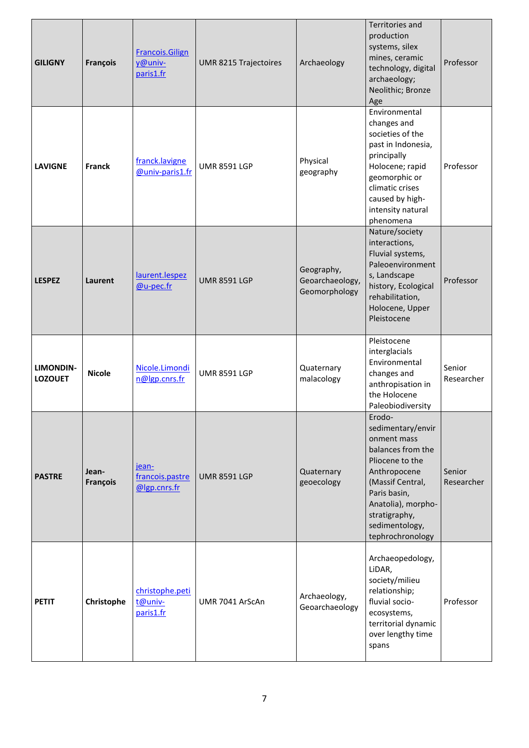| | | | | | | |
|---|---|---|---|---|---|---|
| **GILIGNY** | **François** | Francois.Giligny@univ-paris1.fr | UMR 8215 Trajectoires | Archaeology | Territories and production systems, silex mines, ceramic technology, digital archaeology; Neolithic; Bronze Age | Professor |
| **LAVIGNE** | **Franck** | franck.lavigne@univ-paris1.fr | UMR 8591 LGP | Physical geography | Environmental changes and societies of the past in Indonesia, principally Holocene; rapid geomorphic or climatic crises caused by high-intensity natural phenomena | Professor |
| **LESPEZ** | **Laurent** | laurent.lespez@u-pec.fr | UMR 8591 LGP | Geography, Geoarchaeology, Geomorphology | Nature/society interactions, Fluvial systems, Paleoenvironments, Landscape history, Ecological rehabilitation, Holocene, Upper Pleistocene | Professor |
| **LIMONDIN-LOZOUET** | **Nicole** | Nicole.Limondin@lgp.cnrs.fr | UMR 8591 LGP | Quaternary malacology | Pleistocene interglacials Environmental changes and anthropisation in the Holocene Paleobiodiversity | Senior Researcher |
| **PASTRE** | **Jean-François** | jean-francois.pastre@lgp.cnrs.fr | UMR 8591 LGP | Quaternary geoecology | Erodo-sedimentary/environment mass balances from the Pliocene to the Anthropocene (Massif Central, Paris basin, Anatolia), morpho-stratigraphy, sedimentology, tephrochronology | Senior Researcher |
| **PETIT** | **Christophe** | christophe.petit@univ-paris1.fr | UMR 7041 ArScAn | Archaeology, Geoarchaeology | Archaeopedology, LiDAR, society/milieu relationship; fluvial socio-ecosystems, territorial dynamic over lengthy time spans | Professor |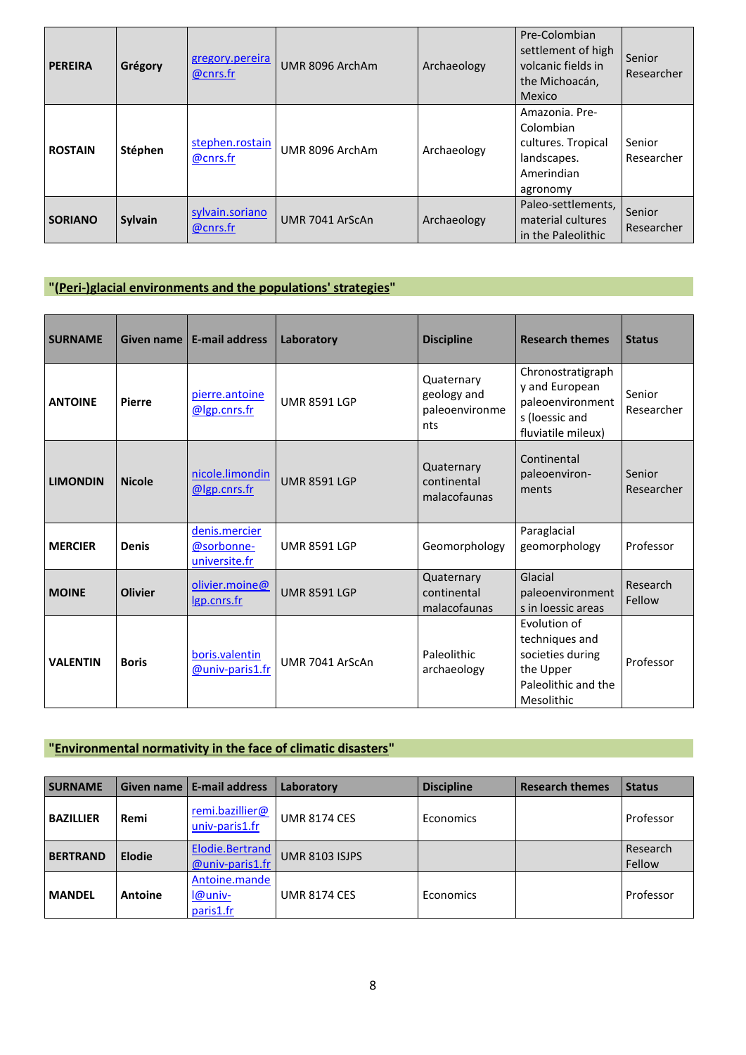| PEREIRA | Grégory | gregory.pereira@cnrs.fr | UMR 8096 ArchAm | Archaeology | Pre-Colombian settlement of high volcanic fields in the Michoacán, Mexico | Senior Researcher |
|---|---|---|---|---|---|---|
| **ROSTAIN** | **Stéphen** | stephen.rostain@cnrs.fr | UMR 8096 ArchAm | Archaeology | Amazonia. Pre-Colombian cultures. Tropical landscapes. Amerindian agronomy | Senior Researcher |
| **SORIANO** | **Sylvain** | sylvain.soriano@cnrs.fr | UMR 7041 ArScAn | Archaeology | Paleo-settlements, material cultures in the Paleolithic | Senior Researcher |

## "(Peri-)glacial environments and the populations' strategies"

| SURNAME | Given name | E-mail address | Laboratory | Discipline | Research themes | Status |
|---|---|---|---|---|---|---|
| **ANTOINE** | **Pierre** | pierre.antoine@lgp.cnrs.fr | UMR 8591 LGP | Quaternary geology and paleoenvironments | Chronostratigraphy and European paleoenvironments (loessic and fluviatile mileux) | Senior Researcher |
| **LIMONDIN** | **Nicole** | nicole.limondin@lgp.cnrs.fr | UMR 8591 LGP | Quaternary continental malacofaunas | Continental paleoenviron-ments | Senior Researcher |
| **MERCIER** | **Denis** | denis.mercier@sorbonne-universite.fr | UMR 8591 LGP | Geomorphology | Paraglacial geomorphology | Professor |
| **MOINE** | **Olivier** | olivier.moine@lgp.cnrs.fr | UMR 8591 LGP | Quaternary continental malacofaunas | Glacial paleoenvironments in loessic areas | Research Fellow |
| **VALENTIN** | **Boris** | boris.valentin@univ-paris1.fr | UMR 7041 ArScAn | Paleolithic archaeology | Evolution of techniques and societies during the Upper Paleolithic and the Mesolithic | Professor |

## "Environmental normativity in the face of climatic disasters"

| SURNAME | Given name | E-mail address | Laboratory | Discipline | Research themes | Status |
|---|---|---|---|---|---|---|
| **BAZILLIER** | **Remi** | remi.bazillier@univ-paris1.fr | UMR 8174 CES | Economics | | Professor |
| **BERTRAND** | **Elodie** | Elodie.Bertrand@univ-paris1.fr | UMR 8103 ISJPS | | | Research Fellow |
| **MANDEL** | **Antoine** | Antoine.mandel@univ-paris1.fr | UMR 8174 CES | Economics | | Professor |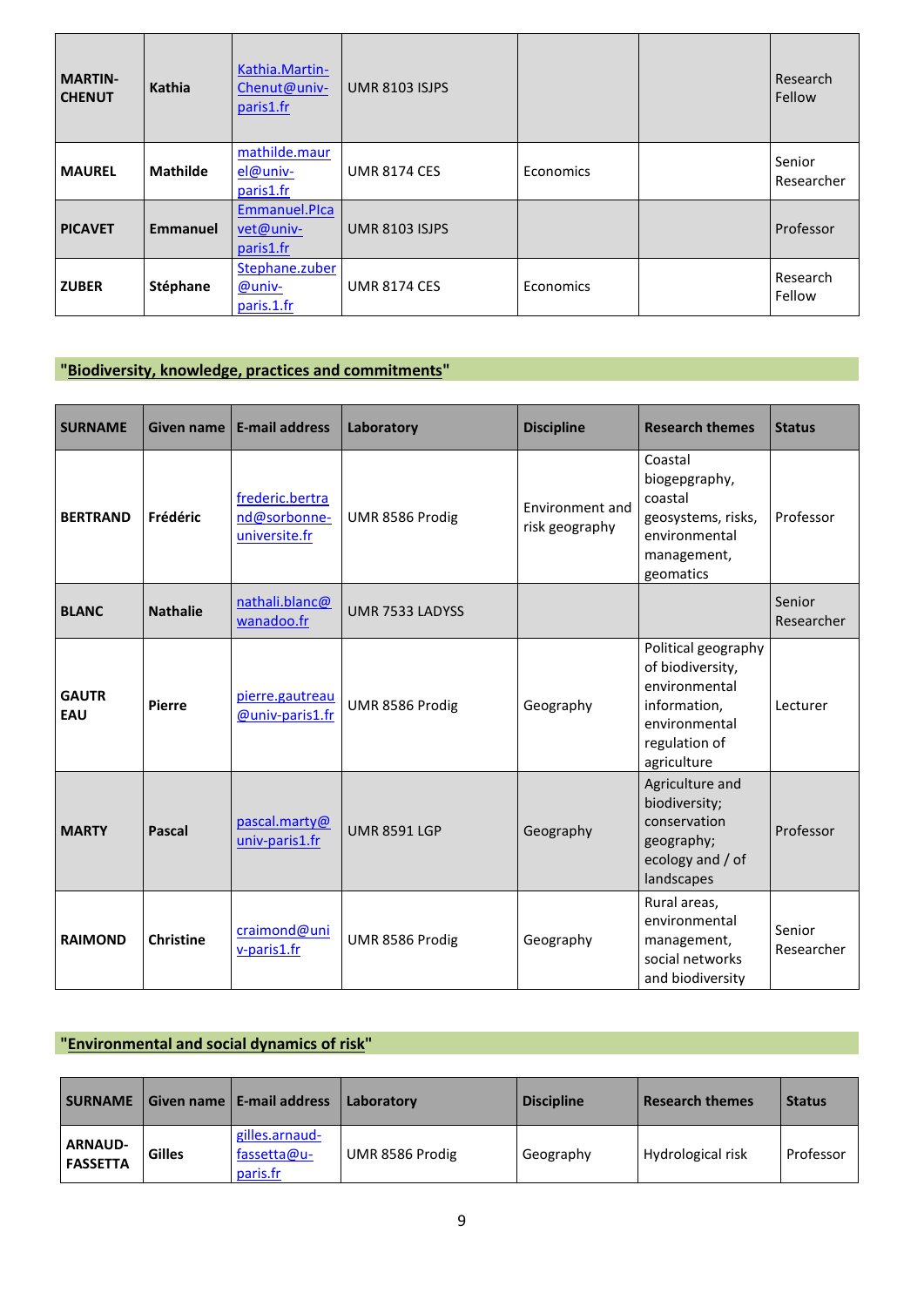| SURNAME | Given name | E-mail address | Laboratory | Discipline | Research themes | Status |
|---|---|---|---|---|---|---|
| **MARTIN-CHENUT** | **Kathia** | Kathia.Martin-Chenut@univ-paris1.fr | UMR 8103 ISJPS | | | Research Fellow |
| **MAUREL** | **Mathilde** | mathilde.maurel@univ-paris1.fr | UMR 8174 CES | Economics | | Senior Researcher |
| **PICAVET** | **Emmanuel** | Emmanuel.PIcavet@univ-paris1.fr | UMR 8103 ISJPS | | | Professor |
| **ZUBER** | **Stéphane** | Stephane.zuber@univ-paris.1.fr | UMR 8174 CES | Economics | | Research Fellow |

## "Biodiversity, knowledge, practices and commitments"

| SURNAME | Given name | E-mail address | Laboratory | Discipline | Research themes | Status |
|---|---|---|---|---|---|---|
| **BERTRAND** | **Frédéric** | frederic.bertrand@sorbonne-universite.fr | UMR 8586 Prodig | Environment and risk geography | Coastal biogepgraphy, coastal geosystems, risks, environmental management, geomatics | Professor |
| **BLANC** | **Nathalie** | nathali.blanc@wanadoo.fr | UMR 7533 LADYSS | | | Senior Researcher |
| **GAUTREAU** | **Pierre** | pierre.gautreau@univ-paris1.fr | UMR 8586 Prodig | Geography | Political geography of biodiversity, environmental information, environmental regulation of agriculture | Lecturer |
| **MARTY** | **Pascal** | pascal.marty@univ-paris1.fr | UMR 8591 LGP | Geography | Agriculture and biodiversity; conservation geography; ecology and / of landscapes | Professor |
| **RAIMOND** | **Christine** | craimond@univ-paris1.fr | UMR 8586 Prodig | Geography | Rural areas, environmental management, social networks and biodiversity | Senior Researcher |

## "Environmental and social dynamics of risk"

| SURNAME | Given name | E-mail address | Laboratory | Discipline | Research themes | Status |
|---|---|---|---|---|---|---|
| **ARNAUD-FASSETTA** | **Gilles** | gilles.arnaud-fassetta@u-paris.fr | UMR 8586 Prodig | Geography | Hydrological risk | Professor |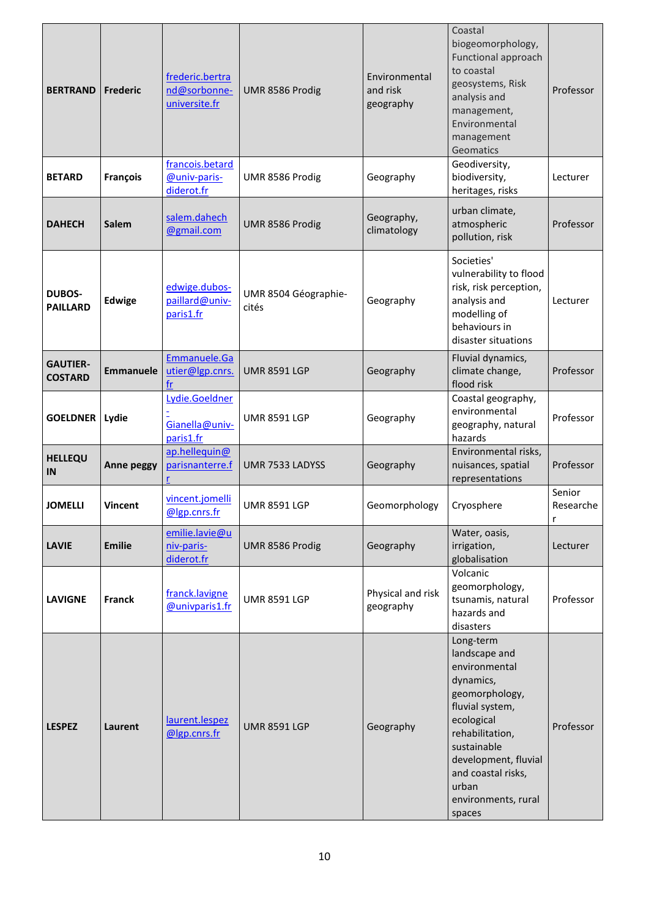| | | | | | | |
|---|---|---|---|---|---|---|
| **BERTRAND** | **Frederic** | frederic.bertrand@sorbonne-universite.fr | UMR 8586 Prodig | Environmental and risk geography | Coastal biogeomorphology, Functional approach to coastal geosystems, Risk analysis and management, Environmental management Geomatics | Professor |
| **BETARD** | **François** | francois.betard@univ-paris-diderot.fr | UMR 8586 Prodig | Geography | Geodiversity, biodiversity, heritages, risks | Lecturer |
| **DAHECH** | **Salem** | salem.dahech@gmail.com | UMR 8586 Prodig | Geography, climatology | urban climate, atmospheric pollution, risk | Professor |
| **DUBOS-PAILLARD** | **Edwige** | edwige.dubos-paillard@univ-paris1.fr | UMR 8504 Géographie-cités | Geography | Societies' vulnerability to flood risk, risk perception, analysis and modelling of behaviours in disaster situations | Lecturer |
| **GAUTIER-COSTARD** | **Emmanuele** | Emmanuele.Gautier@lgp.cnrs.fr | UMR 8591 LGP | Geography | Fluvial dynamics, climate change, flood risk | Professor |
| **GOELDNER** | **Lydie** | Lydie.Goeldner-Gianella@univ-paris1.fr | UMR 8591 LGP | Geography | Coastal geography, environmental geography, natural hazards | Professor |
| **HELLEQUIN** | **Anne peggy** | ap.hellequin@parisnanterre.fr | UMR 7533 LADYSS | Geography | Environmental risks, nuisances, spatial representations | Professor |
| **JOMELLI** | **Vincent** | vincent.jomelli@lgp.cnrs.fr | UMR 8591 LGP | Geomorphology | Cryosphere | Senior Researcher |
| **LAVIE** | **Emilie** | emilie.lavie@univ-paris-diderot.fr | UMR 8586 Prodig | Geography | Water, oasis, irrigation, globalisation | Lecturer |
| **LAVIGNE** | **Franck** | franck.lavigne@univparis1.fr | UMR 8591 LGP | Physical and risk geography | Volcanic geomorphology, tsunamis, natural hazards and disasters | Professor |
| **LESPEZ** | **Laurent** | laurent.lespez@lgp.cnrs.fr | UMR 8591 LGP | Geography | Long-term landscape and environmental dynamics, geomorphology, fluvial system, ecological rehabilitation, sustainable development, fluvial and coastal risks, urban environments, rural spaces | Professor |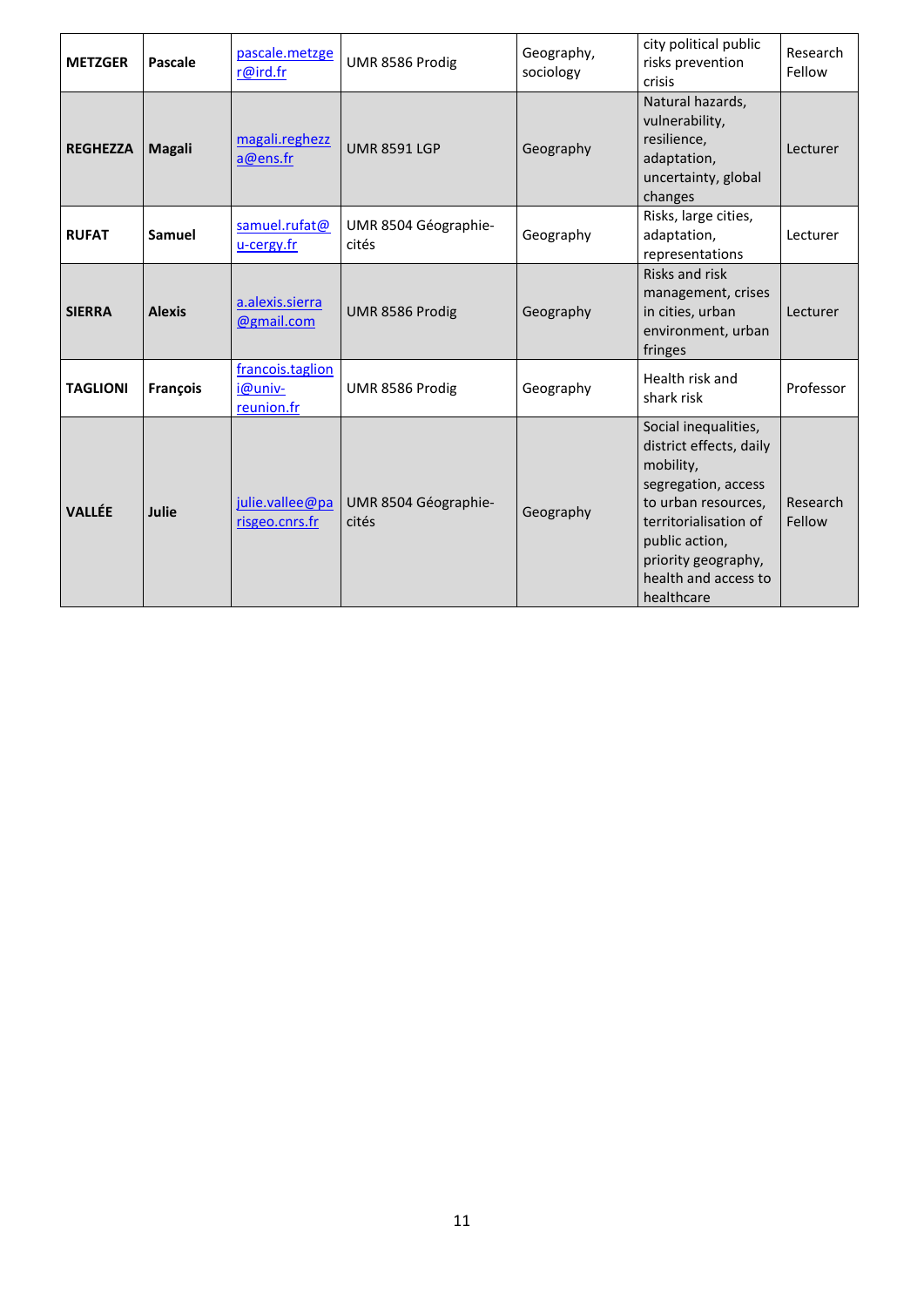| METZGER | Pascale | pascale.metzger@ird.fr | UMR 8586 Prodig | Geography, sociology | city political public risks prevention crisis | Research Fellow |
|---|---|---|---|---|---|---|
| **REGHEZZA** | **Magali** | magali.reghezza@ens.fr | UMR 8591 LGP | Geography | Natural hazards, vulnerability, resilience, adaptation, uncertainty, global changes | Lecturer |
| **RUFAT** | **Samuel** | samuel.rufat@u-cergy.fr | UMR 8504 Géographie-cités | Geography | Risks, large cities, adaptation, representations | Lecturer |
| **SIERRA** | **Alexis** | a.alexis.sierra@gmail.com | UMR 8586 Prodig | Geography | Risks and risk management, crises in cities, urban environment, urban fringes | Lecturer |
| **TAGLIONI** | **François** | francois.taglioni@univ-reunion.fr | UMR 8586 Prodig | Geography | Health risk and shark risk | Professor |
| **VALLÉE** | **Julie** | julie.vallee@parisgeo.cnrs.fr | UMR 8504 Géographie-cités | Geography | Social inequalities, district effects, daily mobility, segregation, access to urban resources, territorialisation of public action, priority geography, health and access to healthcare | Research Fellow |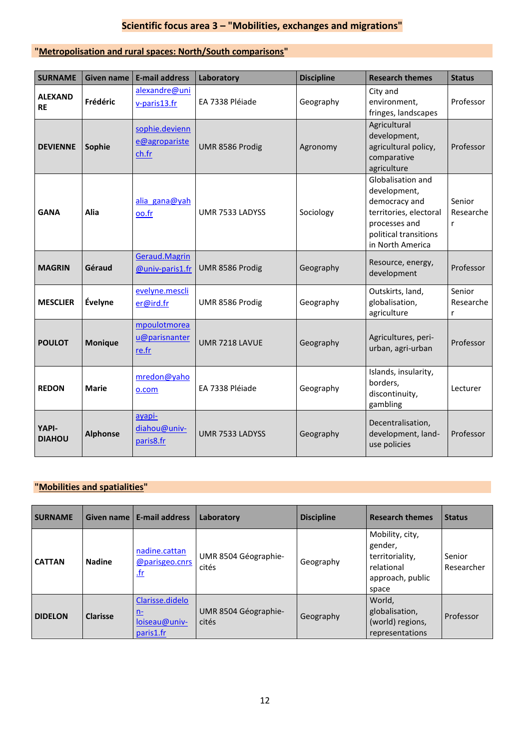# Scientific focus area 3 – "Mobilities, exchanges and migrations"

## "Metropolisation and rural spaces: North/South comparisons"

| SURNAME | Given name | E-mail address | Laboratory | Discipline | Research themes | Status |
|---|---|---|---|---|---|---|
| ALEXANDRE | Frédéric | alexandre@univ-paris13.fr | EA 7338 Pléiade | Geography | City and environment, fringes, landscapes | Professor |
| DEVIENNE | Sophie | sophie.devienne@agroparistech.fr | UMR 8586 Prodig | Agronomy | Agricultural development, agricultural policy, comparative agriculture | Professor |
| GANA | Alia | alia_gana@yahoo.fr | UMR 7533 LADYSS | Sociology | Globalisation and development, democracy and territories, electoral processes and political transitions in North America | Senior Researcher |
| MAGRIN | Géraud | Geraud.Magrin@univ-paris1.fr | UMR 8586 Prodig | Geography | Resource, energy, development | Professor |
| MESCLIER | Évelyne | evelyne.mesclier@ird.fr | UMR 8586 Prodig | Geography | Outskirts, land, globalisation, agriculture | Senior Researcher |
| POULOT | Monique | mpoulotmoreau@parisnanterre.fr | UMR 7218 LAVUE | Geography | Agricultures, peri-urban, agri-urban | Professor |
| REDON | Marie | mredon@yahoo.com | EA 7338 Pléiade | Geography | Islands, insularity, borders, discontinuity, gambling | Lecturer |
| YAPI-DIAHOU | Alphonse | ayapi-diahou@univ-paris8.fr | UMR 7533 LADYSS | Geography | Decentralisation, development, land-use policies | Professor |

## "Mobilities and spatialities"

| SURNAME | Given name | E-mail address | Laboratory | Discipline | Research themes | Status |
|---|---|---|---|---|---|---|
| CATTAN | Nadine | nadine.cattan@parisgeo.cnrs.fr | UMR 8504 Géographie-cités | Geography | Mobility, city, gender, territoriality, relational approach, public space | Senior Researcher |
| DIDELON | Clarisse | Clarisse.didelon-loiseau@univ-paris1.fr | UMR 8504 Géographie-cités | Geography | World, globalisation, (world) regions, representations | Professor |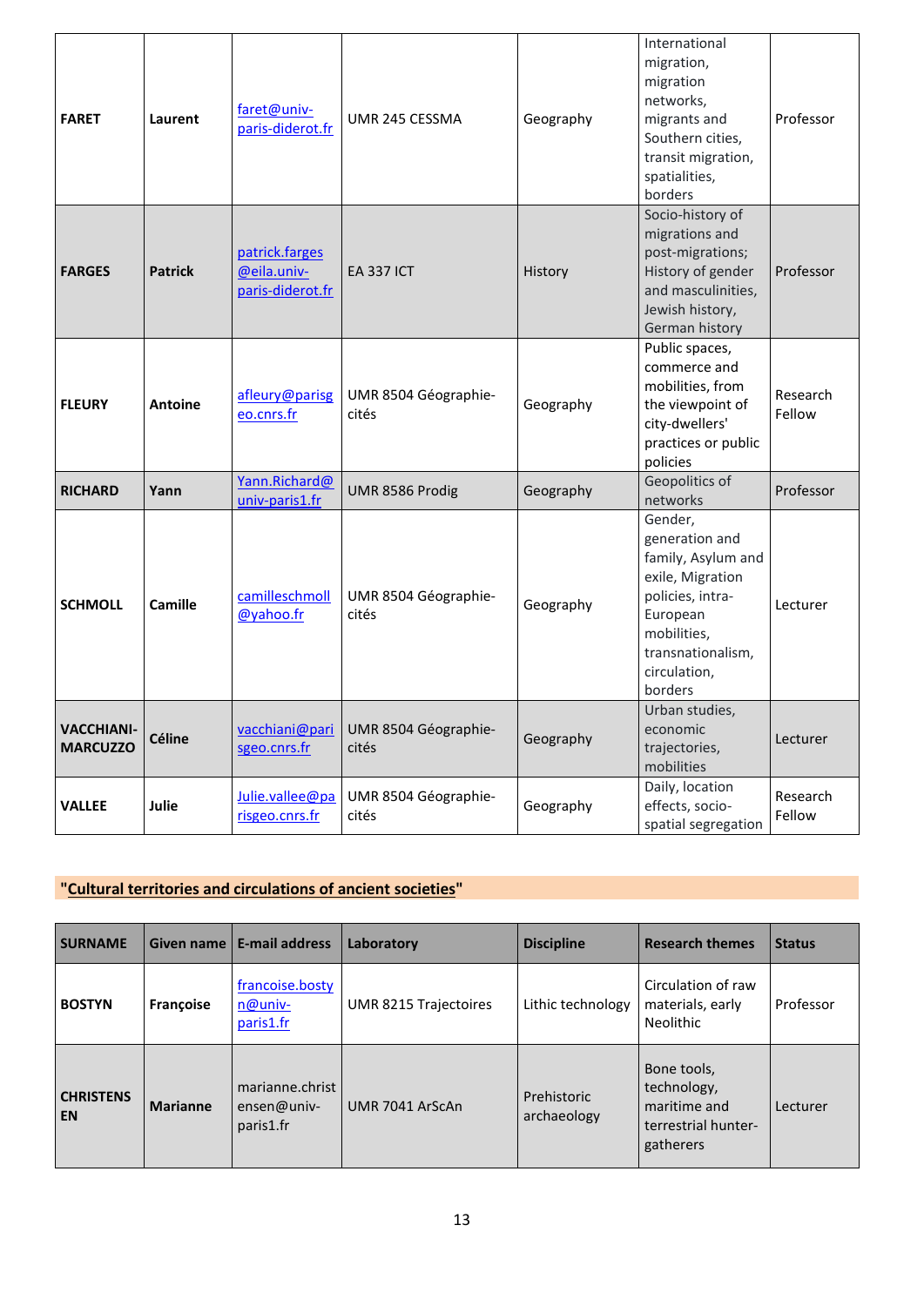| SURNAME | Given name | E-mail address | Laboratory | Discipline | Research themes | Status |
|---|---|---|---|---|---|---|
| **FARET** | **Laurent** | faret@univ-paris-diderot.fr | UMR 245 CESSMA | Geography | International migration, migration networks, migrants and Southern cities, transit migration, spatialities, borders | Professor |
| **FARGES** | **Patrick** | patrick.farges@eila.univ-paris-diderot.fr | EA 337 ICT | History | Socio-history of migrations and post-migrations; History of gender and masculinities, Jewish history, German history | Professor |
| **FLEURY** | **Antoine** | afleury@parisgeo.cnrs.fr | UMR 8504 Géographie-cités | Geography | Public spaces, commerce and mobilities, from the viewpoint of city-dwellers' practices or public policies | Research Fellow |
| **RICHARD** | **Yann** | Yann.Richard@univ-paris1.fr | UMR 8586 Prodig | Geography | Geopolitics of networks | Professor |
| **SCHMOLL** | **Camille** | camilleschmoll@yahoo.fr | UMR 8504 Géographie-cités | Geography | Gender, generation and family, Asylum and exile, Migration policies, intra-European mobilities, transnationalism, circulation, borders | Lecturer |
| **VACCHIANI-MARCUZZO** | **Céline** | vacchiani@parisgeo.cnrs.fr | UMR 8504 Géographie-cités | Geography | Urban studies, economic trajectories, mobilities | Lecturer |
| **VALLEE** | **Julie** | Julie.vallee@parisgeo.cnrs.fr | UMR 8504 Géographie-cités | Geography | Daily, location effects, socio-spatial segregation | Research Fellow |

## "Cultural territories and circulations of ancient societies"

| SURNAME | Given name | E-mail address | Laboratory | Discipline | Research themes | Status |
|---|---|---|---|---|---|---|
| **BOSTYN** | **Françoise** | francoise.bostyn@univ-paris1.fr | UMR 8215 Trajectoires | Lithic technology | Circulation of raw materials, early Neolithic | Professor |
| **CHRISTENSEN** | **Marianne** | marianne.christensen@univ-paris1.fr | UMR 7041 ArScAn | Prehistoric archaeology | Bone tools, technology, maritime and terrestrial hunter-gatherers | Lecturer |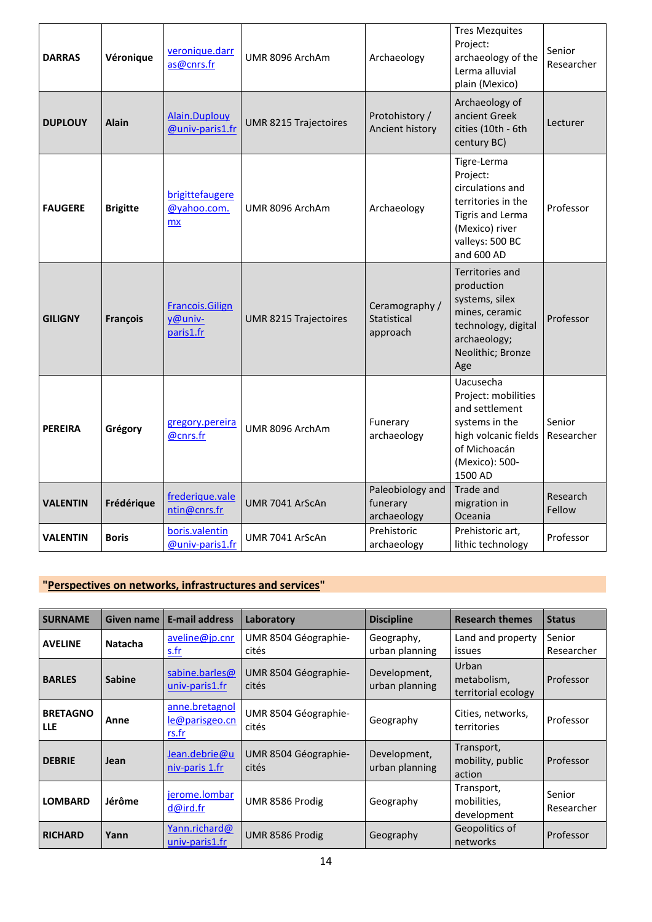| SURNAME | Given name | E-mail address | Laboratory | Discipline | Research themes | Status |
|---|---|---|---|---|---|---|
| **DARRAS** | **Véronique** | veronique.darras@cnrs.fr | UMR 8096 ArchAm | Archaeology | Tres Mezquites Project: archaeology of the Lerma alluvial plain (Mexico) | Senior Researcher |
| **DUPLOUY** | **Alain** | Alain.Duplouy@univ-paris1.fr | UMR 8215 Trajectoires | Protohistory / Ancient history | Archaeology of ancient Greek cities (10th - 6th century BC) | Lecturer |
| **FAUGERE** | **Brigitte** | brigittefaugere@yahoo.com.mx | UMR 8096 ArchAm | Archaeology | Tigre-Lerma Project: circulations and territories in the Tigris and Lerma (Mexico) river valleys: 500 BC and 600 AD | Professor |
| **GILIGNY** | **François** | Francois.Giligny@univ-paris1.fr | UMR 8215 Trajectoires | Ceramography / Statistical approach | Territories and production systems, silex mines, ceramic technology, digital archaeology; Neolithic; Bronze Age | Professor |
| **PEREIRA** | **Grégory** | gregory.pereira@cnrs.fr | UMR 8096 ArchAm | Funerary archaeology | Uacusecha Project: mobilities and settlement systems in the high volcanic fields of Michoacán (Mexico): 500-1500 AD | Senior Researcher |
| **VALENTIN** | **Frédérique** | frederique.valentin@cnrs.fr | UMR 7041 ArScAn | Paleobiology and funerary archaeology | Trade and migration in Oceania | Research Fellow |
| **VALENTIN** | **Boris** | boris.valentin@univ-paris1.fr | UMR 7041 ArScAn | Prehistoric archaeology | Prehistoric art, lithic technology | Professor |

## "Perspectives on networks, infrastructures and services"

| SURNAME | Given name | E-mail address | Laboratory | Discipline | Research themes | Status |
|---|---|---|---|---|---|---|
| **AVELINE** | **Natacha** | aveline@jp.cnrs.fr | UMR 8504 Géographie-cités | Geography, urban planning | Land and property issues | Senior Researcher |
| **BARLES** | **Sabine** | sabine.barles@univ-paris1.fr | UMR 8504 Géographie-cités | Development, urban planning | Urban metabolism, territorial ecology | Professor |
| **BRETAGNOLLE** | **Anne** | anne.bretagnolle@parisgeo.cnrs.fr | UMR 8504 Géographie-cités | Geography | Cities, networks, territories | Professor |
| **DEBRIE** | **Jean** | Jean.debrie@univ-paris 1.fr | UMR 8504 Géographie-cités | Development, urban planning | Transport, mobility, public action | Professor |
| **LOMBARD** | **Jérôme** | jerome.lombard@ird.fr | UMR 8586 Prodig | Geography | Transport, mobilities, development | Senior Researcher |
| **RICHARD** | **Yann** | Yann.richard@univ-paris1.fr | UMR 8586 Prodig | Geography | Geopolitics of networks | Professor |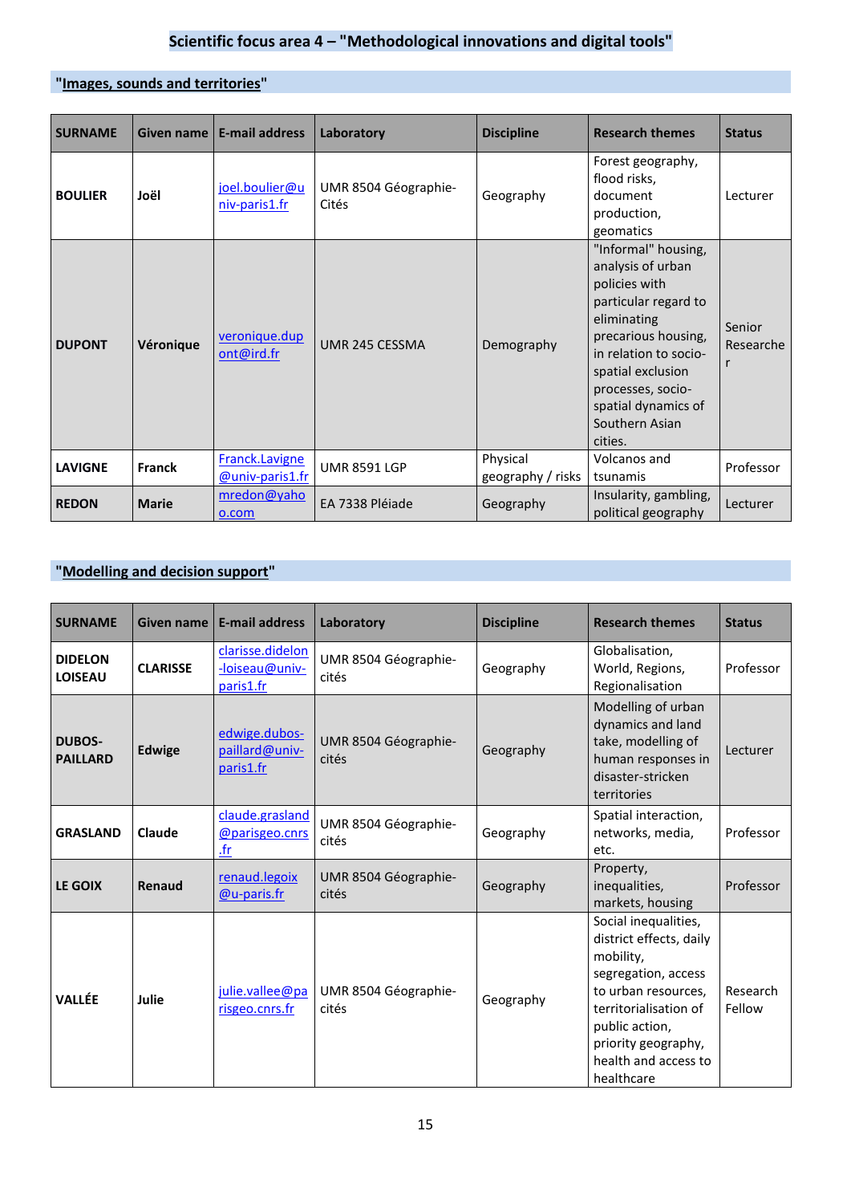## Scientific focus area 4 – "Methodological innovations and digital tools"

### "Images, sounds and territories"

| SURNAME | Given name | E-mail address | Laboratory | Discipline | Research themes | Status |
|---|---|---|---|---|---|---|
| **BOULIER** | **Joël** | joel.boulier@univ-paris1.fr | UMR 8504 Géographie-Cités | Geography | Forest geography, flood risks, document production, geomatics | Lecturer |
| **DUPONT** | **Véronique** | veronique.dupont@ird.fr | UMR 245 CESSMA | Demography | "Informal" housing, analysis of urban policies with particular regard to eliminating precarious housing, in relation to socio-spatial exclusion processes, socio-spatial dynamics of Southern Asian cities. | Senior Researcher |
| **LAVIGNE** | **Franck** | Franck.Lavigne@univ-paris1.fr | UMR 8591 LGP | Physical geography / risks | Volcanos and tsunamis | Professor |
| **REDON** | **Marie** | mredon@yahoo.com | EA 7338 Pléiade | Geography | Insularity, gambling, political geography | Lecturer |

### "Modelling and decision support"

| SURNAME | Given name | E-mail address | Laboratory | Discipline | Research themes | Status |
|---|---|---|---|---|---|---|
| **DIDELON LOISEAU** | **CLARISSE** | clarisse.didelon-loiseau@univ-paris1.fr | UMR 8504 Géographie-cités | Geography | Globalisation, World, Regions, Regionalisation | Professor |
| **DUBOS-PAILLARD** | **Edwige** | edwige.dubos-paillard@univ-paris1.fr | UMR 8504 Géographie-cités | Geography | Modelling of urban dynamics and land take, modelling of human responses in disaster-stricken territories | Lecturer |
| **GRASLAND** | **Claude** | claude.grasland@parisgeo.cnrs.fr | UMR 8504 Géographie-cités | Geography | Spatial interaction, networks, media, etc. | Professor |
| **LE GOIX** | **Renaud** | renaud.legoix@u-paris.fr | UMR 8504 Géographie-cités | Geography | Property, inequalities, markets, housing | Professor |
| **VALLÉE** | **Julie** | julie.vallee@parisgeo.cnrs.fr | UMR 8504 Géographie-cités | Geography | Social inequalities, district effects, daily mobility, segregation, access to urban resources, territorialisation of public action, priority geography, health and access to healthcare | Research Fellow |